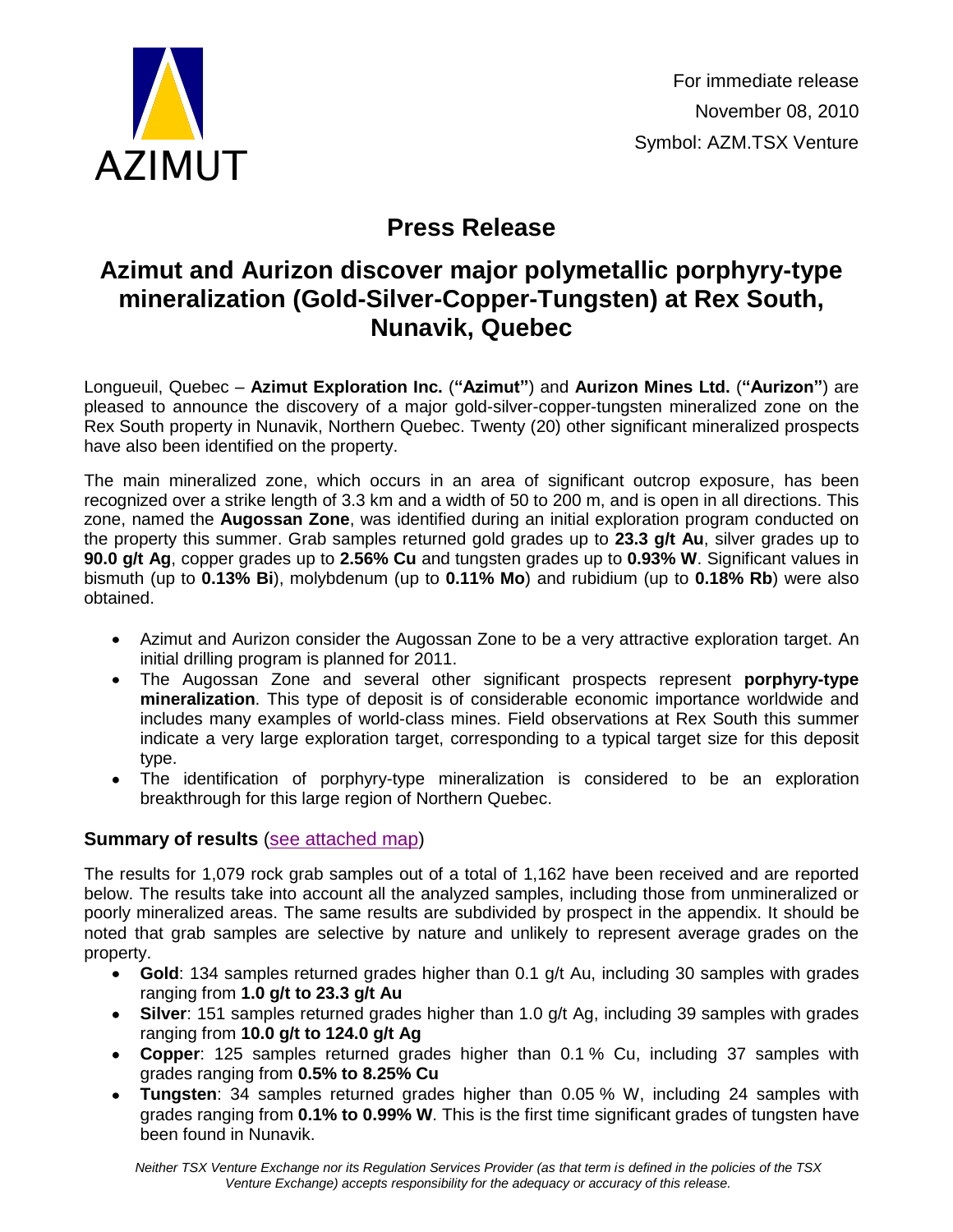AZIMUT

For immediate release
November 08, 2010
Symbol: AZM.TSX Venture

# Press Release

## Azimut and Aurizon discover major polymetallic porphyry-type mineralization (Gold-Silver-Copper-Tungsten) at Rex South, Nunavik, Quebec

Longueuil, Quebec – **Azimut Exploration Inc.** (**"Azimut"**) and **Aurizon Mines Ltd.** (**"Aurizon"**) are pleased to announce the discovery of a major gold-silver-copper-tungsten mineralized zone on the Rex South property in Nunavik, Northern Quebec. Twenty (20) other significant mineralized prospects have also been identified on the property.

The main mineralized zone, which occurs in an area of significant outcrop exposure, has been recognized over a strike length of 3.3 km and a width of 50 to 200 m, and is open in all directions. This zone, named the **Augossan Zone**, was identified during an initial exploration program conducted on the property this summer. Grab samples returned gold grades up to **23.3 g/t Au**, silver grades up to **90.0 g/t Ag**, copper grades up to **2.56% Cu** and tungsten grades up to **0.93% W**. Significant values in bismuth (up to **0.13% Bi**), molybdenum (up to **0.11% Mo**) and rubidium (up to **0.18% Rb**) were also obtained.

- Azimut and Aurizon consider the Augossan Zone to be a very attractive exploration target. An initial drilling program is planned for 2011.
- The Augossan Zone and several other significant prospects represent **porphyry-type mineralization**. This type of deposit is of considerable economic importance worldwide and includes many examples of world-class mines. Field observations at Rex South this summer indicate a very large exploration target, corresponding to a typical target size for this deposit type.
- The identification of porphyry-type mineralization is considered to be an exploration breakthrough for this large region of Northern Quebec.

### Summary of results (see attached map)

The results for 1,079 rock grab samples out of a total of 1,162 have been received and are reported below. The results take into account all the analyzed samples, including those from unmineralized or poorly mineralized areas. The same results are subdivided by prospect in the appendix. It should be noted that grab samples are selective by nature and unlikely to represent average grades on the property.

- **Gold**: 134 samples returned grades higher than 0.1 g/t Au, including 30 samples with grades ranging from **1.0 g/t to 23.3 g/t Au**
- **Silver**: 151 samples returned grades higher than 1.0 g/t Ag, including 39 samples with grades ranging from **10.0 g/t to 124.0 g/t Ag**
- **Copper**: 125 samples returned grades higher than 0.1 % Cu, including 37 samples with grades ranging from **0.5% to 8.25% Cu**
- **Tungsten**: 34 samples returned grades higher than 0.05 % W, including 24 samples with grades ranging from **0.1% to 0.99% W**. This is the first time significant grades of tungsten have been found in Nunavik.

*Neither TSX Venture Exchange nor its Regulation Services Provider (as that term is defined in the policies of the TSX Venture Exchange) accepts responsibility for the adequacy or accuracy of this release.*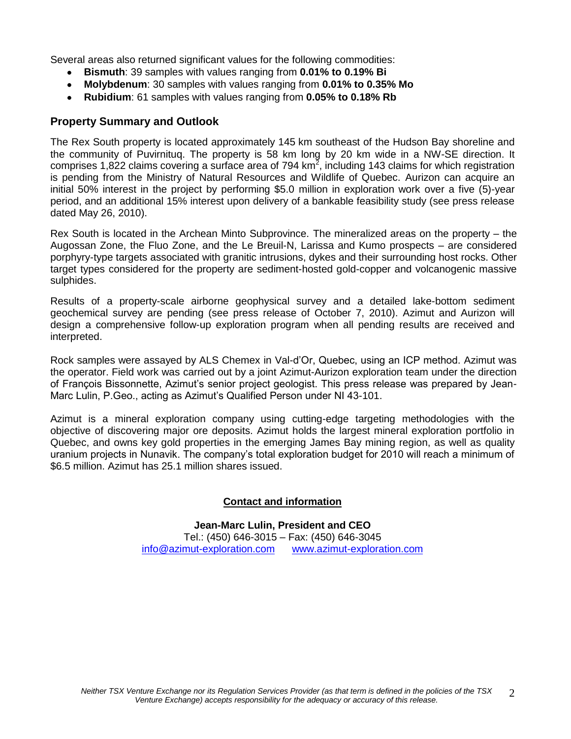Several areas also returned significant values for the following commodities:

- **Bismuth**: 39 samples with values ranging from **0.01% to 0.19% Bi**
- **Molybdenum**: 30 samples with values ranging from **0.01% to 0.35% Mo**
- **Rubidium**: 61 samples with values ranging from **0.05% to 0.18% Rb**

## Property Summary and Outlook

The Rex South property is located approximately 145 km southeast of the Hudson Bay shoreline and the community of Puvirnituq. The property is 58 km long by 20 km wide in a NW-SE direction. It comprises 1,822 claims covering a surface area of 794 $km^2$, including 143 claims for which registration is pending from the Ministry of Natural Resources and Wildlife of Quebec. Aurizon can acquire an initial 50% interest in the project by performing $5.0 million in exploration work over a five (5)-year period, and an additional 15% interest upon delivery of a bankable feasibility study (see press release dated May 26, 2010).

Rex South is located in the Archean Minto Subprovince. The mineralized areas on the property – the Augossan Zone, the Fluo Zone, and the Le Breuil-N, Larissa and Kumo prospects – are considered porphyry-type targets associated with granitic intrusions, dykes and their surrounding host rocks. Other target types considered for the property are sediment-hosted gold-copper and volcanogenic massive sulphides.

Results of a property-scale airborne geophysical survey and a detailed lake-bottom sediment geochemical survey are pending (see press release of October 7, 2010). Azimut and Aurizon will design a comprehensive follow-up exploration program when all pending results are received and interpreted.

Rock samples were assayed by ALS Chemex in Val-d'Or, Quebec, using an ICP method. Azimut was the operator. Field work was carried out by a joint Azimut-Aurizon exploration team under the direction of François Bissonnette, Azimut's senior project geologist. This press release was prepared by Jean-Marc Lulin, P.Geo., acting as Azimut's Qualified Person under NI 43-101.

Azimut is a mineral exploration company using cutting-edge targeting methodologies with the objective of discovering major ore deposits. Azimut holds the largest mineral exploration portfolio in Quebec, and owns key gold properties in the emerging James Bay mining region, as well as quality uranium projects in Nunavik. The company's total exploration budget for 2010 will reach a minimum of $6.5 million. Azimut has 25.1 million shares issued.

**Contact and information**

**Jean-Marc Lulin, President and CEO**
Tel.: (450) 646-3015 – Fax: (450) 646-3045
info@azimut-exploration.com www.azimut-exploration.com

*Neither TSX Venture Exchange nor its Regulation Services Provider (as that term is defined in the policies of the TSX Venture Exchange) accepts responsibility for the adequacy or accuracy of this release.*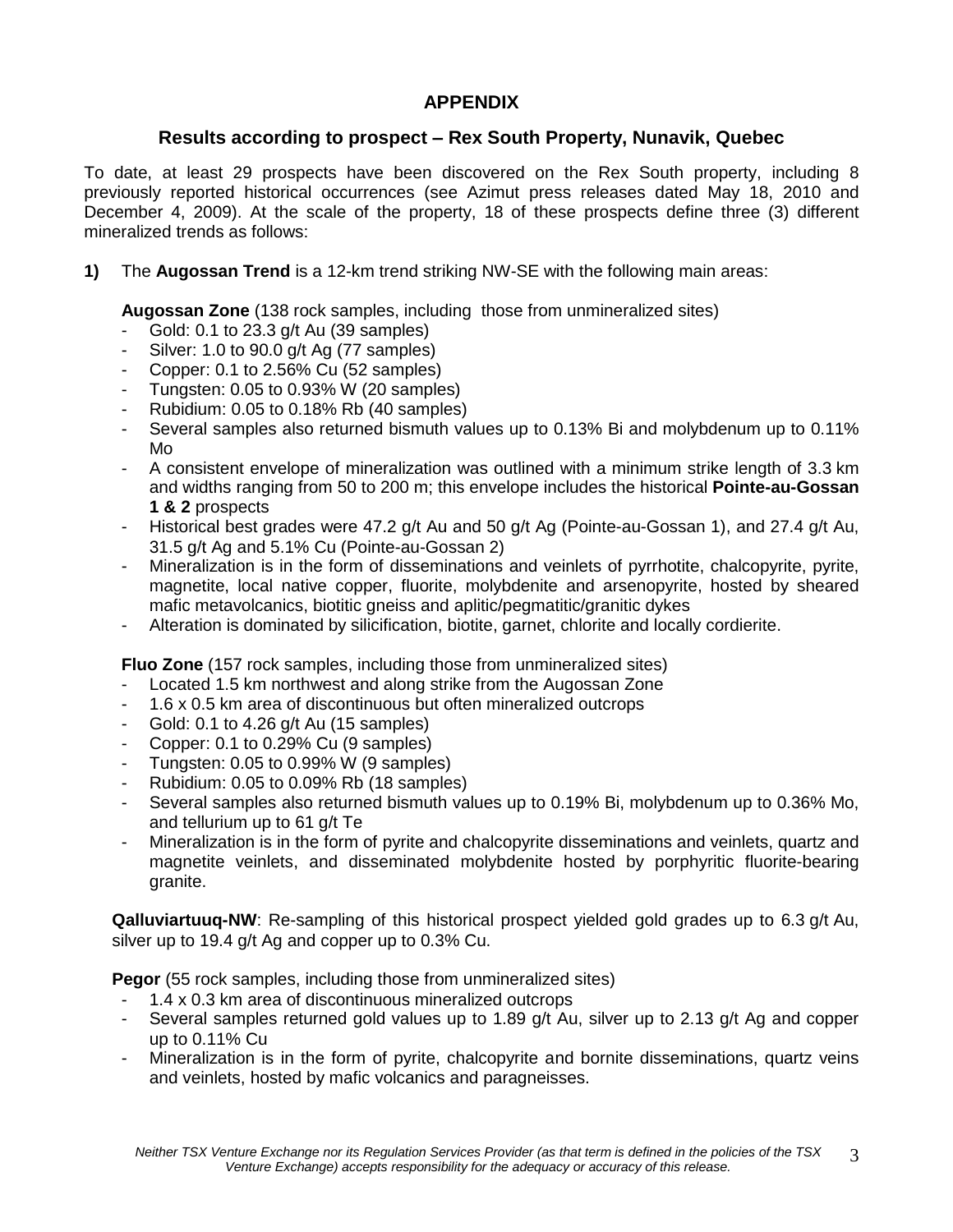## APPENDIX

### Results according to prospect – Rex South Property, Nunavik, Quebec

To date, at least 29 prospects have been discovered on the Rex South property, including 8 previously reported historical occurrences (see Azimut press releases dated May 18, 2010 and December 4, 2009). At the scale of the property, 18 of these prospects define three (3) different mineralized trends as follows:

**1)** The **Augossan Trend** is a 12-km trend striking NW-SE with the following main areas:

**Augossan Zone** (138 rock samples, including those from unmineralized sites)

- Gold: 0.1 to 23.3 g/t Au (39 samples)
- Silver: 1.0 to 90.0 g/t Ag (77 samples)
- Copper: 0.1 to 2.56% Cu (52 samples)
- Tungsten: 0.05 to 0.93% W (20 samples)
- Rubidium: 0.05 to 0.18% Rb (40 samples)
- Several samples also returned bismuth values up to 0.13% Bi and molybdenum up to 0.11% Mo
- A consistent envelope of mineralization was outlined with a minimum strike length of 3.3 km and widths ranging from 50 to 200 m; this envelope includes the historical **Pointe-au-Gossan 1 & 2** prospects
- Historical best grades were 47.2 g/t Au and 50 g/t Ag (Pointe-au-Gossan 1), and 27.4 g/t Au, 31.5 g/t Ag and 5.1% Cu (Pointe-au-Gossan 2)
- Mineralization is in the form of disseminations and veinlets of pyrrhotite, chalcopyrite, pyrite, magnetite, local native copper, fluorite, molybdenite and arsenopyrite, hosted by sheared mafic metavolcanics, biotitic gneiss and aplitic/pegmatitic/granitic dykes
- Alteration is dominated by silicification, biotite, garnet, chlorite and locally cordierite.

**Fluo Zone** (157 rock samples, including those from unmineralized sites)

- Located 1.5 km northwest and along strike from the Augossan Zone
- 1.6 x 0.5 km area of discontinuous but often mineralized outcrops
- Gold: 0.1 to 4.26 g/t Au (15 samples)
- Copper: 0.1 to 0.29% Cu (9 samples)
- Tungsten: 0.05 to 0.99% W (9 samples)
- Rubidium: 0.05 to 0.09% Rb (18 samples)
- Several samples also returned bismuth values up to 0.19% Bi, molybdenum up to 0.36% Mo, and tellurium up to 61 g/t Te
- Mineralization is in the form of pyrite and chalcopyrite disseminations and veinlets, quartz and magnetite veinlets, and disseminated molybdenite hosted by porphyritic fluorite-bearing granite.

**Qalluviartuuq-NW**: Re-sampling of this historical prospect yielded gold grades up to 6.3 g/t Au, silver up to 19.4 g/t Ag and copper up to 0.3% Cu.

**Pegor** (55 rock samples, including those from unmineralized sites)

- 1.4 x 0.3 km area of discontinuous mineralized outcrops
- Several samples returned gold values up to 1.89 g/t Au, silver up to 2.13 g/t Ag and copper up to 0.11% Cu
- Mineralization is in the form of pyrite, chalcopyrite and bornite disseminations, quartz veins and veinlets, hosted by mafic volcanics and paragneisses.

*Neither TSX Venture Exchange nor its Regulation Services Provider (as that term is defined in the policies of the TSX Venture Exchange) accepts responsibility for the adequacy or accuracy of this release.*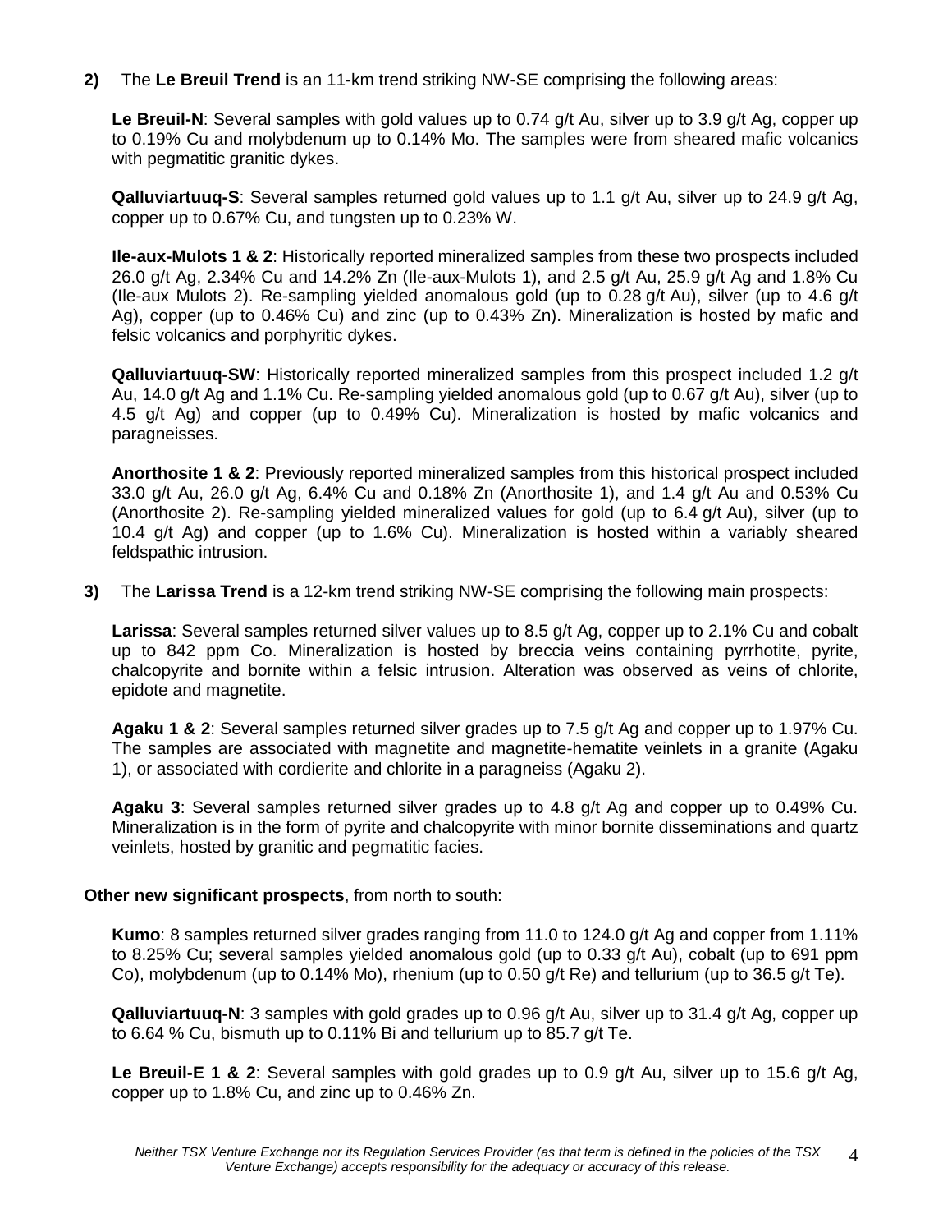**2)** The **Le Breuil Trend** is an 11-km trend striking NW-SE comprising the following areas:

**Le Breuil-N**: Several samples with gold values up to 0.74 g/t Au, silver up to 3.9 g/t Ag, copper up to 0.19% Cu and molybdenum up to 0.14% Mo. The samples were from sheared mafic volcanics with pegmatitic granitic dykes.

**Qalluviartuuq-S**: Several samples returned gold values up to 1.1 g/t Au, silver up to 24.9 g/t Ag, copper up to 0.67% Cu, and tungsten up to 0.23% W.

**Ile-aux-Mulots 1 & 2**: Historically reported mineralized samples from these two prospects included 26.0 g/t Ag, 2.34% Cu and 14.2% Zn (Ile-aux-Mulots 1), and 2.5 g/t Au, 25.9 g/t Ag and 1.8% Cu (Ile-aux Mulots 2). Re-sampling yielded anomalous gold (up to 0.28 g/t Au), silver (up to 4.6 g/t Ag), copper (up to 0.46% Cu) and zinc (up to 0.43% Zn). Mineralization is hosted by mafic and felsic volcanics and porphyritic dykes.

**Qalluviartuuq-SW**: Historically reported mineralized samples from this prospect included 1.2 g/t Au, 14.0 g/t Ag and 1.1% Cu. Re-sampling yielded anomalous gold (up to 0.67 g/t Au), silver (up to 4.5 g/t Ag) and copper (up to 0.49% Cu). Mineralization is hosted by mafic volcanics and paragneisses.

**Anorthosite 1 & 2**: Previously reported mineralized samples from this historical prospect included 33.0 g/t Au, 26.0 g/t Ag, 6.4% Cu and 0.18% Zn (Anorthosite 1), and 1.4 g/t Au and 0.53% Cu (Anorthosite 2). Re-sampling yielded mineralized values for gold (up to 6.4 g/t Au), silver (up to 10.4 g/t Ag) and copper (up to 1.6% Cu). Mineralization is hosted within a variably sheared feldspathic intrusion.

**3)** The **Larissa Trend** is a 12-km trend striking NW-SE comprising the following main prospects:

**Larissa**: Several samples returned silver values up to 8.5 g/t Ag, copper up to 2.1% Cu and cobalt up to 842 ppm Co. Mineralization is hosted by breccia veins containing pyrrhotite, pyrite, chalcopyrite and bornite within a felsic intrusion. Alteration was observed as veins of chlorite, epidote and magnetite.

**Agaku 1 & 2**: Several samples returned silver grades up to 7.5 g/t Ag and copper up to 1.97% Cu. The samples are associated with magnetite and magnetite-hematite veinlets in a granite (Agaku 1), or associated with cordierite and chlorite in a paragneiss (Agaku 2).

**Agaku 3**: Several samples returned silver grades up to 4.8 g/t Ag and copper up to 0.49% Cu. Mineralization is in the form of pyrite and chalcopyrite with minor bornite disseminations and quartz veinlets, hosted by granitic and pegmatitic facies.

**Other new significant prospects**, from north to south:

**Kumo**: 8 samples returned silver grades ranging from 11.0 to 124.0 g/t Ag and copper from 1.11% to 8.25% Cu; several samples yielded anomalous gold (up to 0.33 g/t Au), cobalt (up to 691 ppm Co), molybdenum (up to 0.14% Mo), rhenium (up to 0.50 g/t Re) and tellurium (up to 36.5 g/t Te).

**Qalluviartuuq-N**: 3 samples with gold grades up to 0.96 g/t Au, silver up to 31.4 g/t Ag, copper up to 6.64 % Cu, bismuth up to 0.11% Bi and tellurium up to 85.7 g/t Te.

**Le Breuil-E 1 & 2**: Several samples with gold grades up to 0.9 g/t Au, silver up to 15.6 g/t Ag, copper up to 1.8% Cu, and zinc up to 0.46% Zn.

*Neither TSX Venture Exchange nor its Regulation Services Provider (as that term is defined in the policies of the TSX Venture Exchange) accepts responsibility for the adequacy or accuracy of this release.*